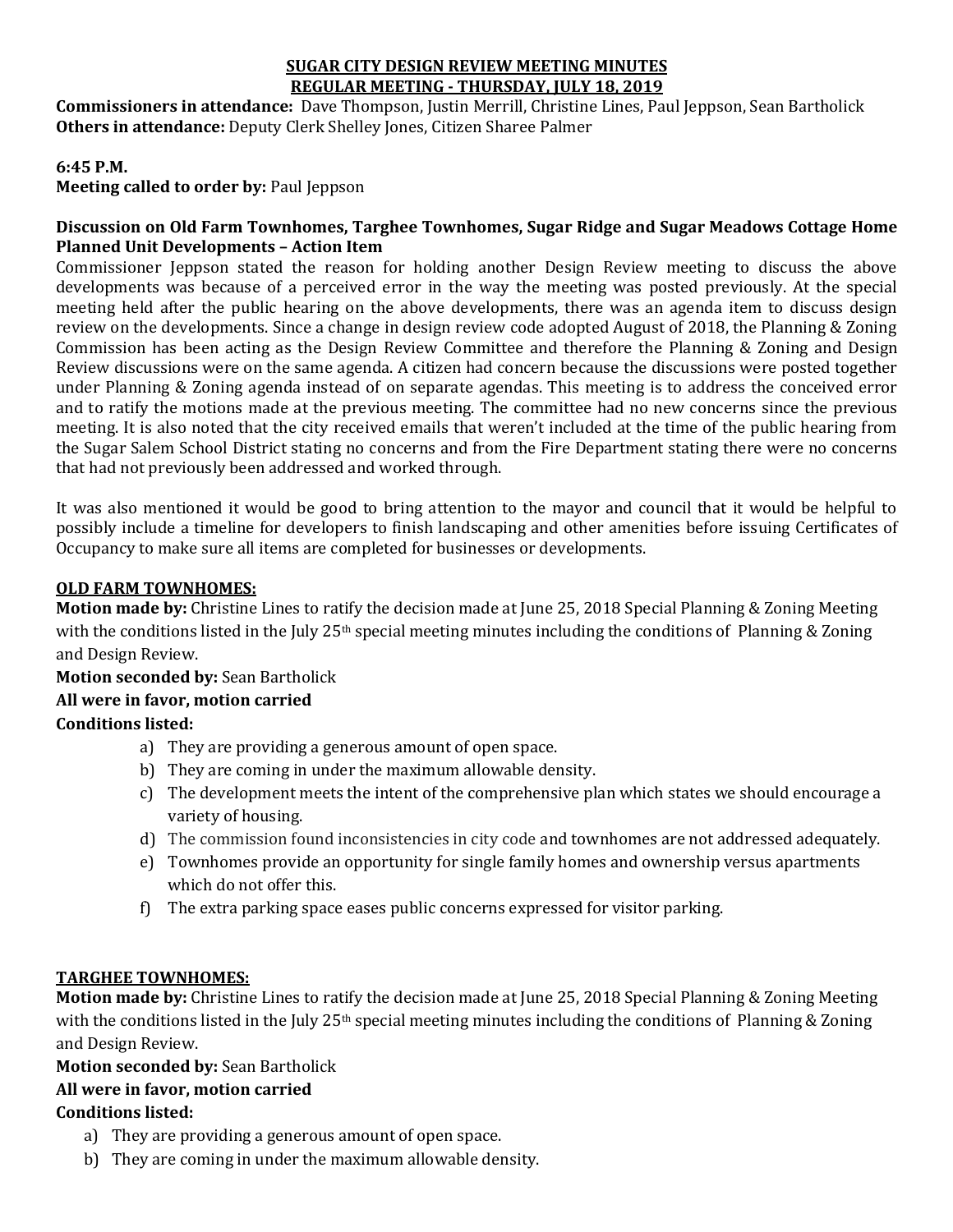# SUGAR CITY DESIGN REVIEW MEETING MINUTES
## REGULAR MEETING - THURSDAY, JULY 18, 2019

**Commissioners in attendance:** Dave Thompson, Justin Merrill, Christine Lines, Paul Jeppson, Sean Bartholick
**Others in attendance:** Deputy Clerk Shelley Jones, Citizen Sharee Palmer

**6:45 P.M.**
**Meeting called to order by:** Paul Jeppson

**Discussion on Old Farm Townhomes, Targhee Townhomes, Sugar Ridge and Sugar Meadows Cottage Home Planned Unit Developments – Action Item**

Commissioner Jeppson stated the reason for holding another Design Review meeting to discuss the above developments was because of a perceived error in the way the meeting was posted previously. At the special meeting held after the public hearing on the above developments, there was an agenda item to discuss design review on the developments. Since a change in design review code adopted August of 2018, the Planning & Zoning Commission has been acting as the Design Review Committee and therefore the Planning & Zoning and Design Review discussions were on the same agenda. A citizen had concern because the discussions were posted together under Planning & Zoning agenda instead of on separate agendas. This meeting is to address the conceived error and to ratify the motions made at the previous meeting. The committee had no new concerns since the previous meeting. It is also noted that the city received emails that weren't included at the time of the public hearing from the Sugar Salem School District stating no concerns and from the Fire Department stating there were no concerns that had not previously been addressed and worked through.

It was also mentioned it would be good to bring attention to the mayor and council that it would be helpful to possibly include a timeline for developers to finish landscaping and other amenities before issuing Certificates of Occupancy to make sure all items are completed for businesses or developments.

**OLD FARM TOWNHOMES:**

**Motion made by:** Christine Lines to ratify the decision made at June 25, 2018 Special Planning & Zoning Meeting with the conditions listed in the July 25th special meeting minutes including the conditions of Planning & Zoning and Design Review.
**Motion seconded by:** Sean Bartholick
**All were in favor, motion carried**
**Conditions listed:**

a) They are providing a generous amount of open space.
b) They are coming in under the maximum allowable density.
c) The development meets the intent of the comprehensive plan which states we should encourage a variety of housing.
d) The commission found inconsistencies in city code and townhomes are not addressed adequately.
e) Townhomes provide an opportunity for single family homes and ownership versus apartments which do not offer this.
f) The extra parking space eases public concerns expressed for visitor parking.

**TARGHEE TOWNHOMES:**

**Motion made by:** Christine Lines to ratify the decision made at June 25, 2018 Special Planning & Zoning Meeting with the conditions listed in the July 25th special meeting minutes including the conditions of Planning & Zoning and Design Review.
**Motion seconded by:** Sean Bartholick
**All were in favor, motion carried**
**Conditions listed:**

a) They are providing a generous amount of open space.
b) They are coming in under the maximum allowable density.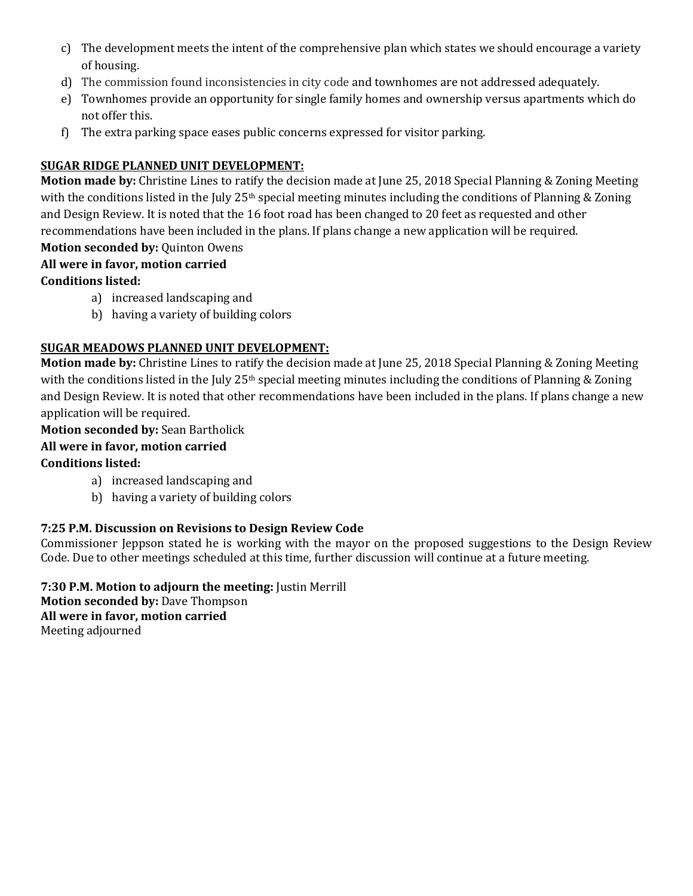c) The development meets the intent of the comprehensive plan which states we should encourage a variety of housing.
d) The commission found inconsistencies in city code and townhomes are not addressed adequately.
e) Townhomes provide an opportunity for single family homes and ownership versus apartments which do not offer this.
f) The extra parking space eases public concerns expressed for visitor parking.

**SUGAR RIDGE PLANNED UNIT DEVELOPMENT:**

**Motion made by:** Christine Lines to ratify the decision made at June 25, 2018 Special Planning & Zoning Meeting with the conditions listed in the July 25th special meeting minutes including the conditions of Planning & Zoning and Design Review. It is noted that the 16 foot road has been changed to 20 feet as requested and other recommendations have been included in the plans. If plans change a new application will be required.

**Motion seconded by:** Quinton Owens

**All were in favor, motion carried**

**Conditions listed:**

a) increased landscaping and
b) having a variety of building colors

**SUGAR MEADOWS PLANNED UNIT DEVELOPMENT:**

**Motion made by:** Christine Lines to ratify the decision made at June 25, 2018 Special Planning & Zoning Meeting with the conditions listed in the July 25th special meeting minutes including the conditions of Planning & Zoning and Design Review. It is noted that other recommendations have been included in the plans. If plans change a new application will be required.

**Motion seconded by:** Sean Bartholick

**All were in favor, motion carried**

**Conditions listed:**

a) increased landscaping and
b) having a variety of building colors

**7:25 P.M. Discussion on Revisions to Design Review Code**

Commissioner Jeppson stated he is working with the mayor on the proposed suggestions to the Design Review Code. Due to other meetings scheduled at this time, further discussion will continue at a future meeting.

**7:30 P.M. Motion to adjourn the meeting:** Justin Merrill

**Motion seconded by:** Dave Thompson

**All were in favor, motion carried**

Meeting adjourned